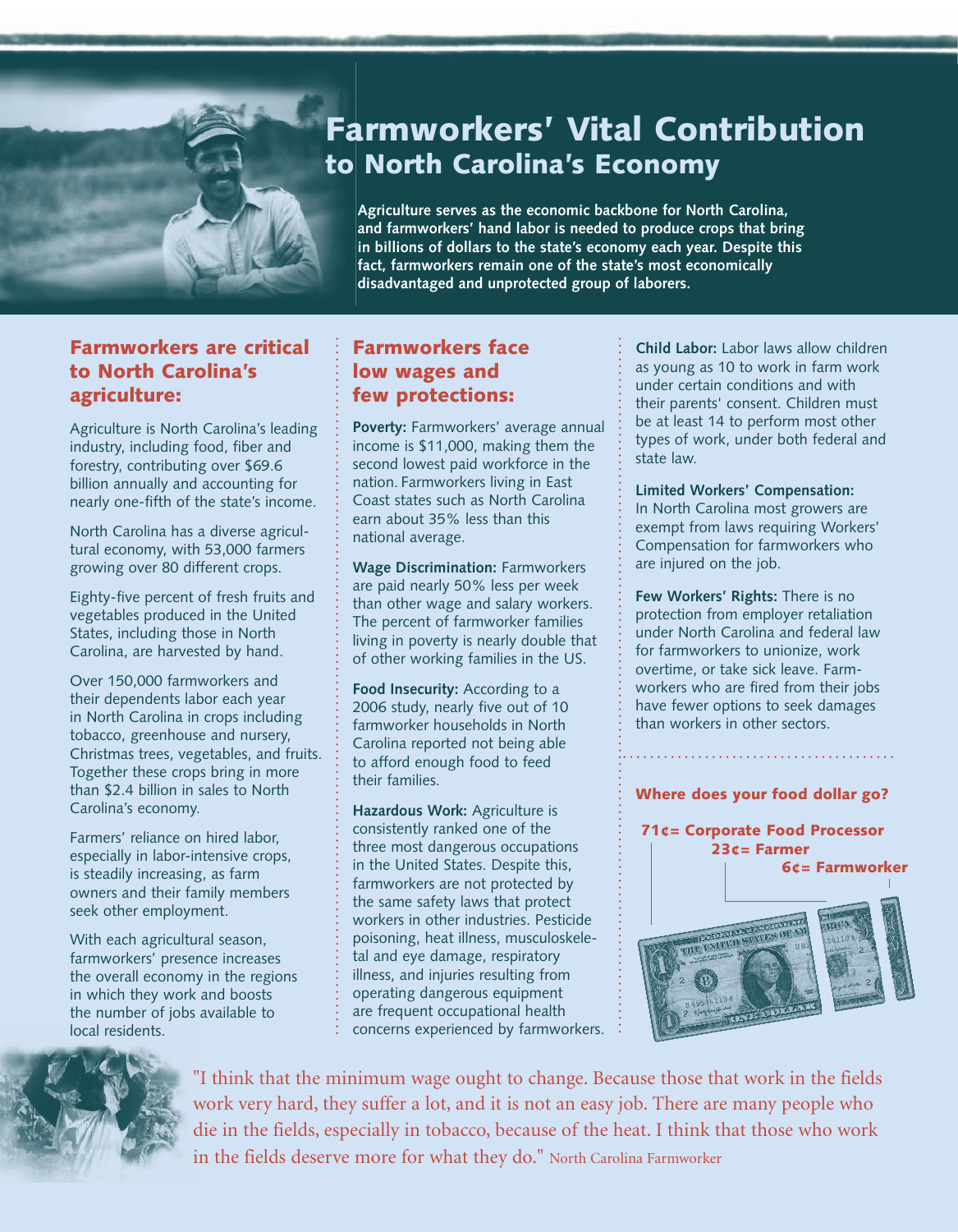# Farmworkers' Vital Contribution to North Carolina's Economy

**Agriculture serves as the economic backbone for North Carolina, and farmworkers' hand labor is needed to produce crops that bring in billions of dollars to the state's economy each year. Despite this fact, farmworkers remain one of the state's most economically disadvantaged and unprotected group of laborers.**

## Farmworkers are critical to North Carolina's agriculture:

Agriculture is North Carolina's leading industry, including food, fiber and forestry, contributing over $69.6 billion annually and accounting for nearly one-fifth of the state's income.

North Carolina has a diverse agricultural economy, with 53,000 farmers growing over 80 different crops.

Eighty-five percent of fresh fruits and vegetables produced in the United States, including those in North Carolina, are harvested by hand.

Over 150,000 farmworkers and their dependents labor each year in North Carolina in crops including tobacco, greenhouse and nursery, Christmas trees, vegetables, and fruits. Together these crops bring in more than $2.4 billion in sales to North Carolina's economy.

Farmers' reliance on hired labor, especially in labor-intensive crops, is steadily increasing, as farm owners and their family members seek other employment.

With each agricultural season, farmworkers' presence increases the overall economy in the regions in which they work and boosts the number of jobs available to local residents.

## Farmworkers face low wages and few protections:

**Poverty:** Farmworkers' average annual income is $11,000, making them the second lowest paid workforce in the nation. Farmworkers living in East Coast states such as North Carolina earn about 35% less than this national average.

**Wage Discrimination:** Farmworkers are paid nearly 50% less per week than other wage and salary workers. The percent of farmworker families living in poverty is nearly double that of other working families in the US.

**Food Insecurity:** According to a 2006 study, nearly five out of 10 farmworker households in North Carolina reported not being able to afford enough food to feed their families.

**Hazardous Work:** Agriculture is consistently ranked one of the three most dangerous occupations in the United States. Despite this, farmworkers are not protected by the same safety laws that protect workers in other industries. Pesticide poisoning, heat illness, musculoskeletal and eye damage, respiratory illness, and injuries resulting from operating dangerous equipment are frequent occupational health concerns experienced by farmworkers.

**Child Labor:** Labor laws allow children as young as 10 to work in farm work under certain conditions and with their parents' consent. Children must be at least 14 to perform most other types of work, under both federal and state law.

**Limited Workers' Compensation:** In North Carolina most growers are exempt from laws requiring Workers' Compensation for farmworkers who are injured on the job.

**Few Workers' Rights:** There is no protection from employer retaliation under North Carolina and federal law for farmworkers to unionize, work overtime, or take sick leave. Farmworkers who are fired from their jobs have fewer options to seek damages than workers in other sectors.

### Where does your food dollar go?

**71¢= Corporate Food Processor**
**23¢= Farmer**
**6¢= Farmworker**

"I think that the minimum wage ought to change. Because those that work in the fields work very hard, they suffer a lot, and it is not an easy job. There are many people who die in the fields, especially in tobacco, because of the heat. I think that those who work in the fields deserve more for what they do." North Carolina Farmworker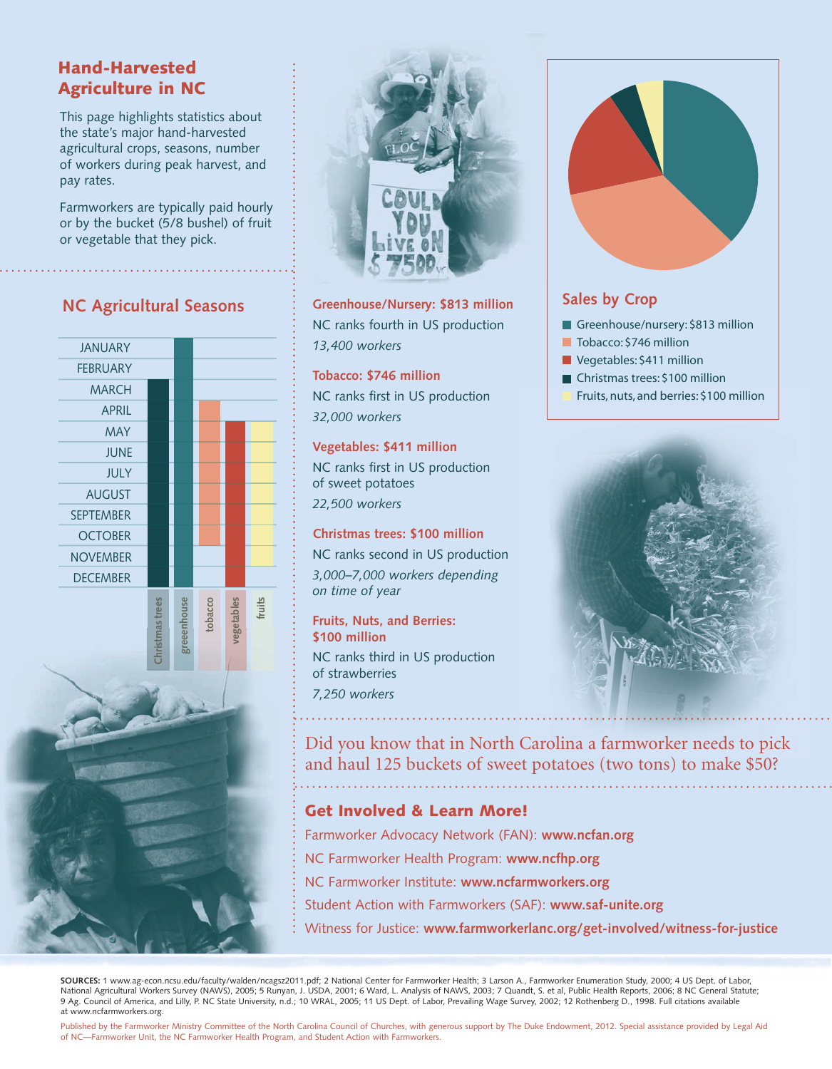## Hand-Harvested Agriculture in NC

This page highlights statistics about the state's major hand-harvested agricultural crops, seasons, number of workers during peak harvest, and pay rates.

Farmworkers are typically paid hourly or by the bucket (5/8 bushel) of fruit or vegetable that they pick.

## NC Agricultural Seasons

JANUARY
FEBRUARY
MARCH
APRIL
MAY
JUNE
JULY
AUGUST
SEPTEMBER
OCTOBER
NOVEMBER
DECEMBER

Christmas trees
greenhouse
tobacco
vegetables
fruits

**Greenhouse/Nursery: $813 million**
NC ranks fourth in US production
*13,400 workers*

**Tobacco: $746 million**
NC ranks first in US production
*32,000 workers*

**Vegetables: $411 million**
NC ranks first in US production of sweet potatoes
*22,500 workers*

**Christmas trees: $100 million**
NC ranks second in US production
*3,000–7,000 workers depending on time of year*

**Fruits, Nuts, and Berries: $100 million**
NC ranks third in US production of strawberries
*7,250 workers*

### Sales by Crop

Greenhouse/nursery: $813 million
Tobacco: $746 million
Vegetables: $411 million
Christmas trees: $100 million
Fruits, nuts, and berries: $100 million

Did you know that in North Carolina a farmworker needs to pick and haul 125 buckets of sweet potatoes (two tons) to make $50?

## Get Involved & Learn More!

- Farmworker Advocacy Network (FAN): **www.ncfan.org**
- NC Farmworker Health Program: **www.ncfhp.org**
- NC Farmworker Institute: **www.ncfarmworkers.org**
- Student Action with Farmworkers (SAF): **www.saf-unite.org**
- Witness for Justice: **www.farmworkerlanc.org/get-involved/witness-for-justice**

**SOURCES:** 1 www.ag-econ.ncsu.edu/faculty/walden/ncagsz2011.pdf; 2 National Center for Farmworker Health; 3 Larson A., Farmworker Enumeration Study, 2000; 4 US Dept. of Labor, National Agricultural Workers Survey (NAWS), 2005; 5 Runyan, J. USDA, 2001; 6 Ward, L. Analysis of NAWS, 2003; 7 Quandt, S. et al, Public Health Reports, 2006; 8 NC General Statute; 9 Ag. Council of America, and Lilly, P. NC State University, n.d.; 10 WRAL, 2005; 11 US Dept. of Labor, Prevailing Wage Survey, 2002; 12 Rothenberg D., 1998. Full citations available at www.ncfarmworkers.org.

Published by the Farmworker Ministry Committee of the North Carolina Council of Churches, with generous support by The Duke Endowment, 2012. Special assistance provided by Legal Aid of NC—Farmworker Unit, the NC Farmworker Health Program, and Student Action with Farmworkers.